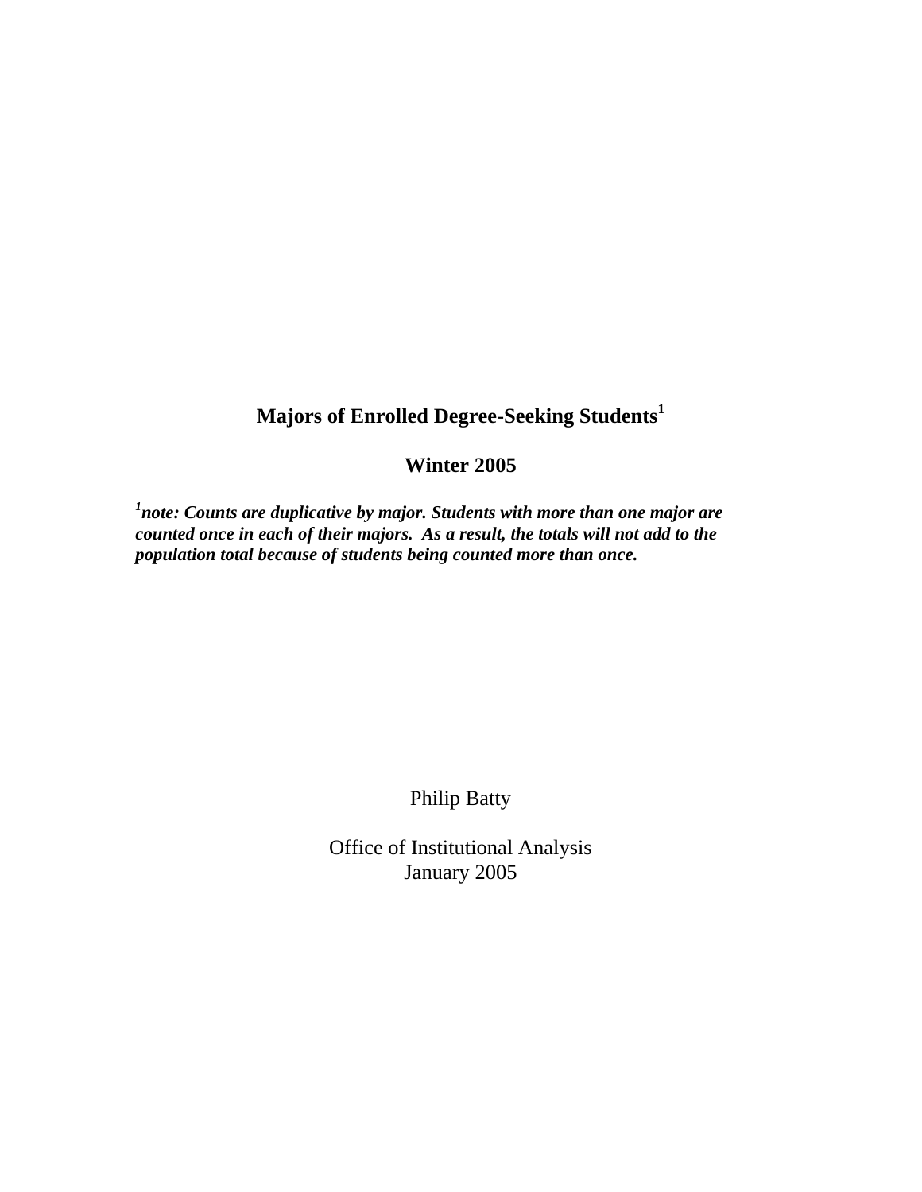# Majors of Enrolled Degree-Seeking Students[1]

## Winter 2005

***[1]note: Counts are duplicative by major. Students with more than one major are counted once in each of their majors. As a result, the totals will not add to the population total because of students being counted more than once.***

Philip Batty

Office of Institutional Analysis
January 2005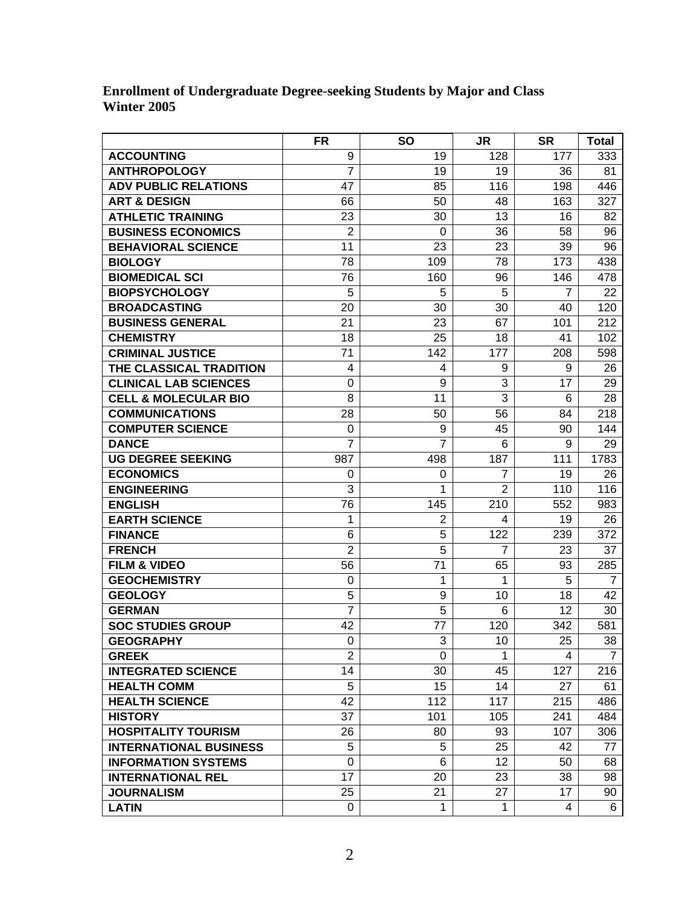**Enrollment of Undergraduate Degree-seeking Students by Major and Class**
**Winter 2005**

| | FR | SO | JR | SR | Total |
|---|---|---|---|---|---|
| ACCOUNTING | 9 | 19 | 128 | 177 | 333 |
| ANTHROPOLOGY | 7 | 19 | 19 | 36 | 81 |
| ADV PUBLIC RELATIONS | 47 | 85 | 116 | 198 | 446 |
| ART & DESIGN | 66 | 50 | 48 | 163 | 327 |
| ATHLETIC TRAINING | 23 | 30 | 13 | 16 | 82 |
| BUSINESS ECONOMICS | 2 | 0 | 36 | 58 | 96 |
| BEHAVIORAL SCIENCE | 11 | 23 | 23 | 39 | 96 |
| BIOLOGY | 78 | 109 | 78 | 173 | 438 |
| BIOMEDICAL SCI | 76 | 160 | 96 | 146 | 478 |
| BIOPSYCHOLOGY | 5 | 5 | 5 | 7 | 22 |
| BROADCASTING | 20 | 30 | 30 | 40 | 120 |
| BUSINESS GENERAL | 21 | 23 | 67 | 101 | 212 |
| CHEMISTRY | 18 | 25 | 18 | 41 | 102 |
| CRIMINAL JUSTICE | 71 | 142 | 177 | 208 | 598 |
| THE CLASSICAL TRADITION | 4 | 4 | 9 | 9 | 26 |
| CLINICAL LAB SCIENCES | 0 | 9 | 3 | 17 | 29 |
| CELL & MOLECULAR BIO | 8 | 11 | 3 | 6 | 28 |
| COMMUNICATIONS | 28 | 50 | 56 | 84 | 218 |
| COMPUTER SCIENCE | 0 | 9 | 45 | 90 | 144 |
| DANCE | 7 | 7 | 6 | 9 | 29 |
| UG DEGREE SEEKING | 987 | 498 | 187 | 111 | 1783 |
| ECONOMICS | 0 | 0 | 7 | 19 | 26 |
| ENGINEERING | 3 | 1 | 2 | 110 | 116 |
| ENGLISH | 76 | 145 | 210 | 552 | 983 |
| EARTH SCIENCE | 1 | 2 | 4 | 19 | 26 |
| FINANCE | 6 | 5 | 122 | 239 | 372 |
| FRENCH | 2 | 5 | 7 | 23 | 37 |
| FILM & VIDEO | 56 | 71 | 65 | 93 | 285 |
| GEOCHEMISTRY | 0 | 1 | 1 | 5 | 7 |
| GEOLOGY | 5 | 9 | 10 | 18 | 42 |
| GERMAN | 7 | 5 | 6 | 12 | 30 |
| SOC STUDIES GROUP | 42 | 77 | 120 | 342 | 581 |
| GEOGRAPHY | 0 | 3 | 10 | 25 | 38 |
| GREEK | 2 | 0 | 1 | 4 | 7 |
| INTEGRATED SCIENCE | 14 | 30 | 45 | 127 | 216 |
| HEALTH COMM | 5 | 15 | 14 | 27 | 61 |
| HEALTH SCIENCE | 42 | 112 | 117 | 215 | 486 |
| HISTORY | 37 | 101 | 105 | 241 | 484 |
| HOSPITALITY TOURISM | 26 | 80 | 93 | 107 | 306 |
| INTERNATIONAL BUSINESS | 5 | 5 | 25 | 42 | 77 |
| INFORMATION SYSTEMS | 0 | 6 | 12 | 50 | 68 |
| INTERNATIONAL REL | 17 | 20 | 23 | 38 | 98 |
| JOURNALISM | 25 | 21 | 27 | 17 | 90 |
| LATIN | 0 | 1 | 1 | 4 | 6 |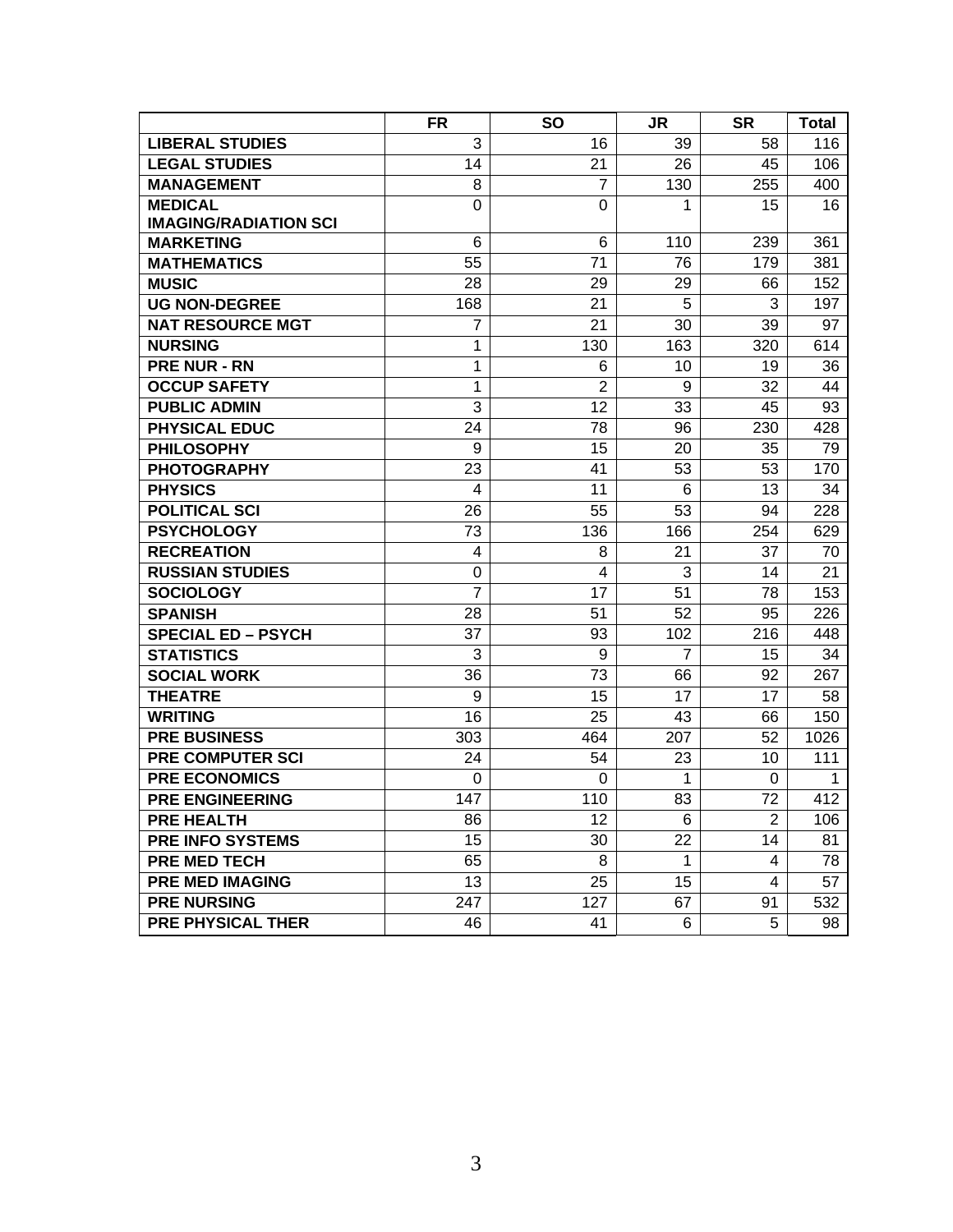| | FR | SO | JR | SR | Total |
|---|---|---|---|---|---|
| **LIBERAL STUDIES** | 3 | 16 | 39 | 58 | 116 |
| **LEGAL STUDIES** | 14 | 21 | 26 | 45 | 106 |
| **MANAGEMENT** | 8 | 7 | 130 | 255 | 400 |
| **MEDICAL IMAGING/RADIATION SCI** | 0 | 0 | 1 | 15 | 16 |
| **MARKETING** | 6 | 6 | 110 | 239 | 361 |
| **MATHEMATICS** | 55 | 71 | 76 | 179 | 381 |
| **MUSIC** | 28 | 29 | 29 | 66 | 152 |
| **UG NON-DEGREE** | 168 | 21 | 5 | 3 | 197 |
| **NAT RESOURCE MGT** | 7 | 21 | 30 | 39 | 97 |
| **NURSING** | 1 | 130 | 163 | 320 | 614 |
| **PRE NUR - RN** | 1 | 6 | 10 | 19 | 36 |
| **OCCUP SAFETY** | 1 | 2 | 9 | 32 | 44 |
| **PUBLIC ADMIN** | 3 | 12 | 33 | 45 | 93 |
| **PHYSICAL EDUC** | 24 | 78 | 96 | 230 | 428 |
| **PHILOSOPHY** | 9 | 15 | 20 | 35 | 79 |
| **PHOTOGRAPHY** | 23 | 41 | 53 | 53 | 170 |
| **PHYSICS** | 4 | 11 | 6 | 13 | 34 |
| **POLITICAL SCI** | 26 | 55 | 53 | 94 | 228 |
| **PSYCHOLOGY** | 73 | 136 | 166 | 254 | 629 |
| **RECREATION** | 4 | 8 | 21 | 37 | 70 |
| **RUSSIAN STUDIES** | 0 | 4 | 3 | 14 | 21 |
| **SOCIOLOGY** | 7 | 17 | 51 | 78 | 153 |
| **SPANISH** | 28 | 51 | 52 | 95 | 226 |
| **SPECIAL ED – PSYCH** | 37 | 93 | 102 | 216 | 448 |
| **STATISTICS** | 3 | 9 | 7 | 15 | 34 |
| **SOCIAL WORK** | 36 | 73 | 66 | 92 | 267 |
| **THEATRE** | 9 | 15 | 17 | 17 | 58 |
| **WRITING** | 16 | 25 | 43 | 66 | 150 |
| **PRE BUSINESS** | 303 | 464 | 207 | 52 | 1026 |
| **PRE COMPUTER SCI** | 24 | 54 | 23 | 10 | 111 |
| **PRE ECONOMICS** | 0 | 0 | 1 | 0 | 1 |
| **PRE ENGINEERING** | 147 | 110 | 83 | 72 | 412 |
| **PRE HEALTH** | 86 | 12 | 6 | 2 | 106 |
| **PRE INFO SYSTEMS** | 15 | 30 | 22 | 14 | 81 |
| **PRE MED TECH** | 65 | 8 | 1 | 4 | 78 |
| **PRE MED IMAGING** | 13 | 25 | 15 | 4 | 57 |
| **PRE NURSING** | 247 | 127 | 67 | 91 | 532 |
| **PRE PHYSICAL THER** | 46 | 41 | 6 | 5 | 98 |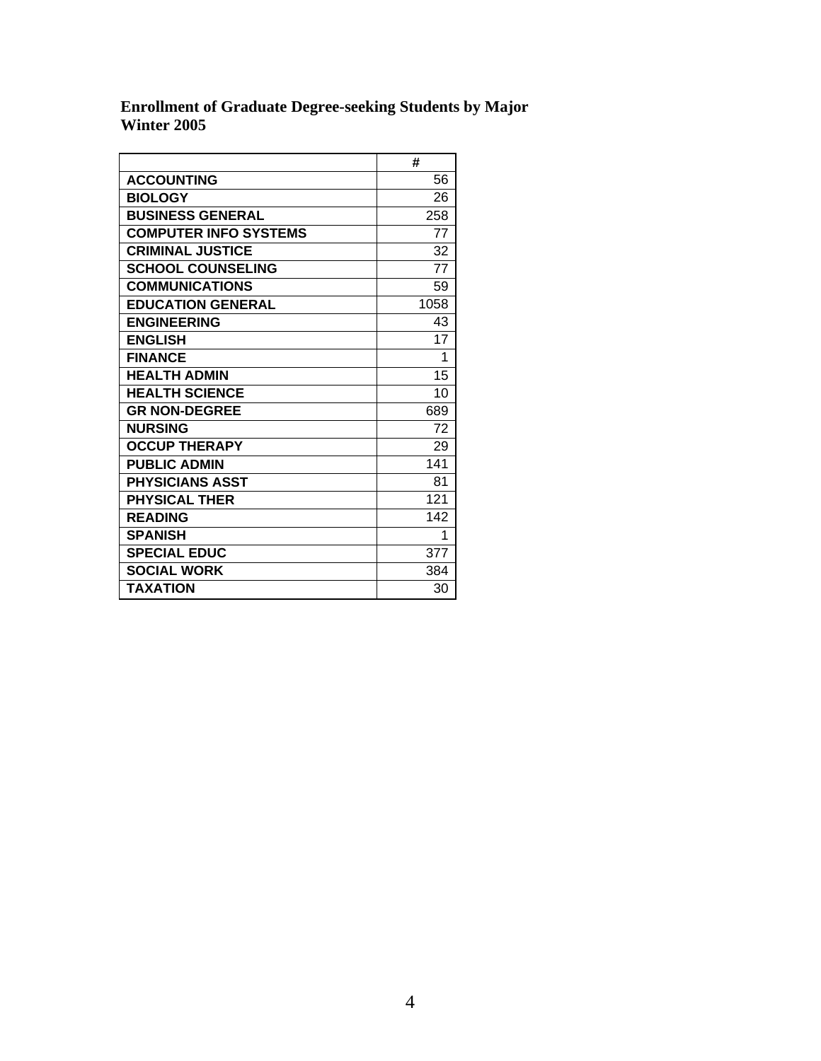**Enrollment of Graduate Degree-seeking Students by Major**
**Winter 2005**

| | # |
|---|---|
| **ACCOUNTING** | 56 |
| **BIOLOGY** | 26 |
| **BUSINESS GENERAL** | 258 |
| **COMPUTER INFO SYSTEMS** | 77 |
| **CRIMINAL JUSTICE** | 32 |
| **SCHOOL COUNSELING** | 77 |
| **COMMUNICATIONS** | 59 |
| **EDUCATION GENERAL** | 1058 |
| **ENGINEERING** | 43 |
| **ENGLISH** | 17 |
| **FINANCE** | 1 |
| **HEALTH ADMIN** | 15 |
| **HEALTH SCIENCE** | 10 |
| **GR NON-DEGREE** | 689 |
| **NURSING** | 72 |
| **OCCUP THERAPY** | 29 |
| **PUBLIC ADMIN** | 141 |
| **PHYSICIANS ASST** | 81 |
| **PHYSICAL THER** | 121 |
| **READING** | 142 |
| **SPANISH** | 1 |
| **SPECIAL EDUC** | 377 |
| **SOCIAL WORK** | 384 |
| **TAXATION** | 30 |